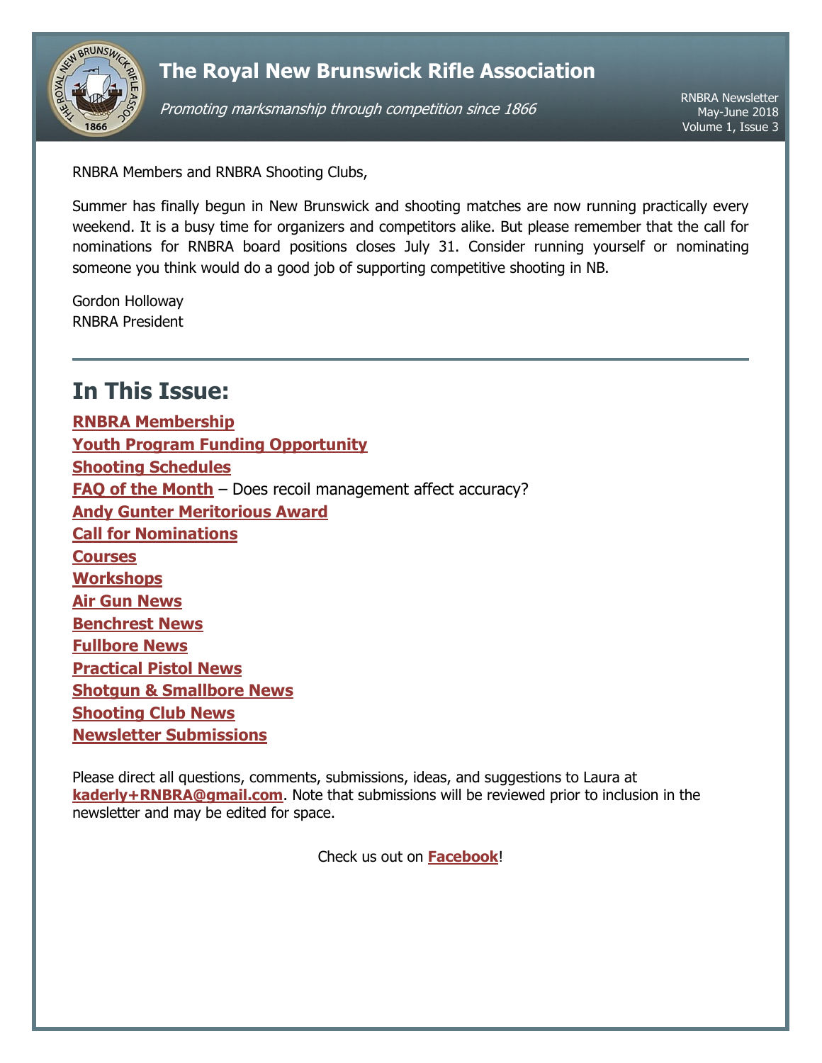# The Royal New Brunswick Rifle Association

*Promoting marksmanship through competition since 1866*

RNBRA Newsletter
May-June 2018
Volume 1, Issue 3

RNBRA Members and RNBRA Shooting Clubs,

Summer has finally begun in New Brunswick and shooting matches are now running practically every weekend. It is a busy time for organizers and competitors alike. But please remember that the call for nominations for RNBRA board positions closes July 31. Consider running yourself or nominating someone you think would do a good job of supporting competitive shooting in NB.

Gordon Holloway
RNBRA President

---

## In This Issue:

**RNBRA Membership**
**Youth Program Funding Opportunity**
**Shooting Schedules**
**FAQ of the Month** – Does recoil management affect accuracy?
**Andy Gunter Meritorious Award**
**Call for Nominations**
**Courses**
**Workshops**
**Air Gun News**
**Benchrest News**
**Fullbore News**
**Practical Pistol News**
**Shotgun & Smallbore News**
**Shooting Club News**
**Newsletter Submissions**

Please direct all questions, comments, submissions, ideas, and suggestions to Laura at **kaderly+RNBRA@gmail.com**. Note that submissions will be reviewed prior to inclusion in the newsletter and may be edited for space.

Check us out on **Facebook**!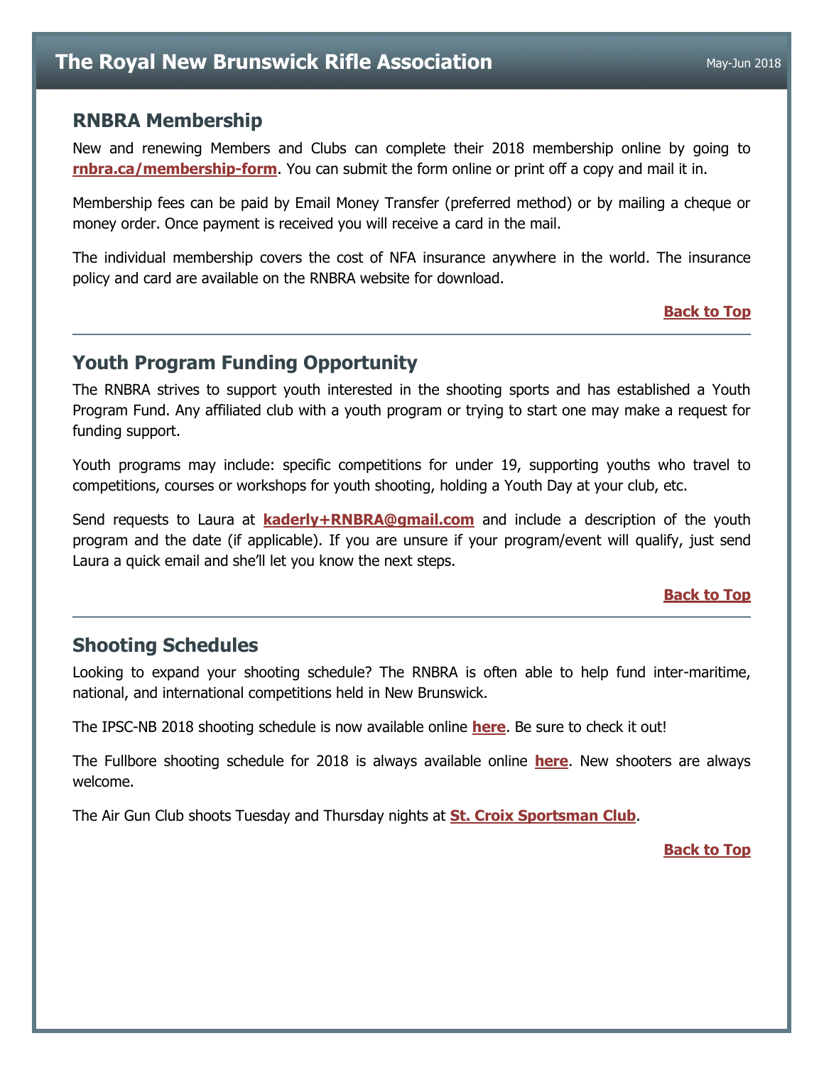## RNBRA Membership

New and renewing Members and Clubs can complete their 2018 membership online by going to **rnbra.ca/membership-form**. You can submit the form online or print off a copy and mail it in.

Membership fees can be paid by Email Money Transfer (preferred method) or by mailing a cheque or money order. Once payment is received you will receive a card in the mail.

The individual membership covers the cost of NFA insurance anywhere in the world. The insurance policy and card are available on the RNBRA website for download.

**Back to Top**

## Youth Program Funding Opportunity

The RNBRA strives to support youth interested in the shooting sports and has established a Youth Program Fund. Any affiliated club with a youth program or trying to start one may make a request for funding support.

Youth programs may include: specific competitions for under 19, supporting youths who travel to competitions, courses or workshops for youth shooting, holding a Youth Day at your club, etc.

Send requests to Laura at **kaderly+RNBRA@gmail.com** and include a description of the youth program and the date (if applicable). If you are unsure if your program/event will qualify, just send Laura a quick email and she'll let you know the next steps.

**Back to Top**

## Shooting Schedules

Looking to expand your shooting schedule? The RNBRA is often able to help fund inter-maritime, national, and international competitions held in New Brunswick.

The IPSC-NB 2018 shooting schedule is now available online **here**. Be sure to check it out!

The Fullbore shooting schedule for 2018 is always available online **here**. New shooters are always welcome.

The Air Gun Club shoots Tuesday and Thursday nights at **St. Croix Sportsman Club**.

**Back to Top**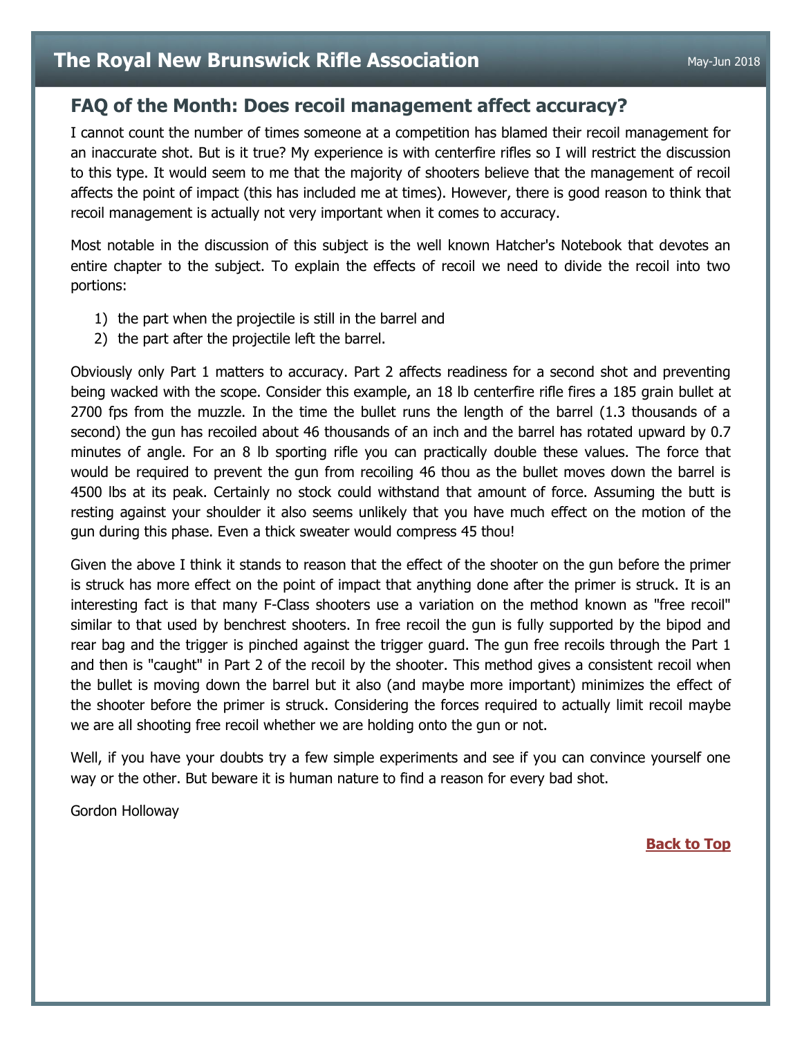## FAQ of the Month: Does recoil management affect accuracy?

I cannot count the number of times someone at a competition has blamed their recoil management for an inaccurate shot. But is it true? My experience is with centerfire rifles so I will restrict the discussion to this type. It would seem to me that the majority of shooters believe that the management of recoil affects the point of impact (this has included me at times). However, there is good reason to think that recoil management is actually not very important when it comes to accuracy.

Most notable in the discussion of this subject is the well known Hatcher's Notebook that devotes an entire chapter to the subject. To explain the effects of recoil we need to divide the recoil into two portions:

1) the part when the projectile is still in the barrel and
2) the part after the projectile left the barrel.

Obviously only Part 1 matters to accuracy. Part 2 affects readiness for a second shot and preventing being wacked with the scope. Consider this example, an 18 lb centerfire rifle fires a 185 grain bullet at 2700 fps from the muzzle. In the time the bullet runs the length of the barrel (1.3 thousands of a second) the gun has recoiled about 46 thousands of an inch and the barrel has rotated upward by 0.7 minutes of angle. For an 8 lb sporting rifle you can practically double these values. The force that would be required to prevent the gun from recoiling 46 thou as the bullet moves down the barrel is 4500 lbs at its peak. Certainly no stock could withstand that amount of force. Assuming the butt is resting against your shoulder it also seems unlikely that you have much effect on the motion of the gun during this phase. Even a thick sweater would compress 45 thou!

Given the above I think it stands to reason that the effect of the shooter on the gun before the primer is struck has more effect on the point of impact that anything done after the primer is struck. It is an interesting fact is that many F-Class shooters use a variation on the method known as "free recoil" similar to that used by benchrest shooters. In free recoil the gun is fully supported by the bipod and rear bag and the trigger is pinched against the trigger guard. The gun free recoils through the Part 1 and then is "caught" in Part 2 of the recoil by the shooter. This method gives a consistent recoil when the bullet is moving down the barrel but it also (and maybe more important) minimizes the effect of the shooter before the primer is struck. Considering the forces required to actually limit recoil maybe we are all shooting free recoil whether we are holding onto the gun or not.

Well, if you have your doubts try a few simple experiments and see if you can convince yourself one way or the other. But beware it is human nature to find a reason for every bad shot.

Gordon Holloway

**Back to Top**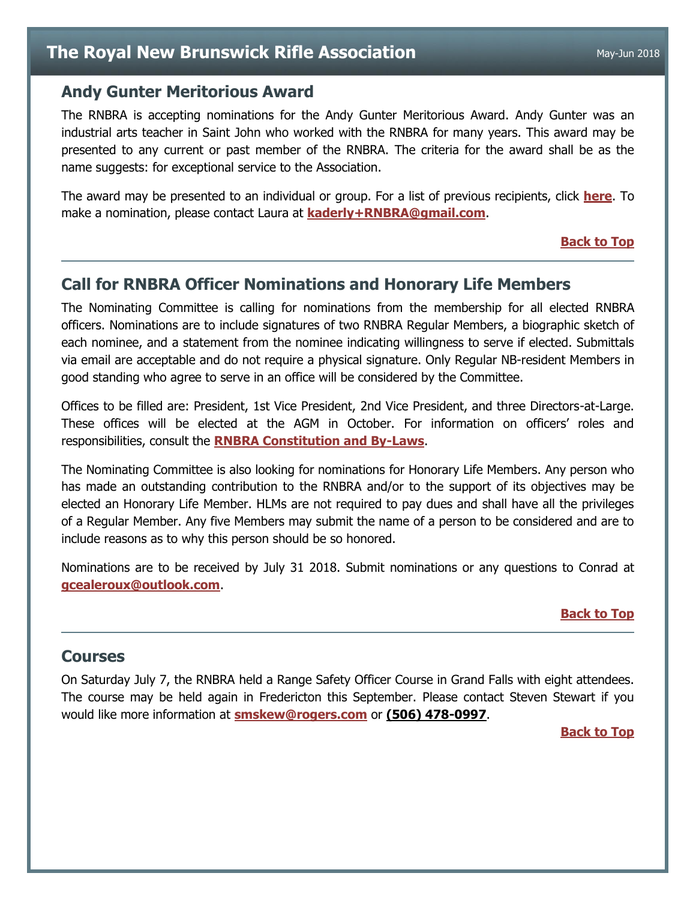## Andy Gunter Meritorious Award

The RNBRA is accepting nominations for the Andy Gunter Meritorious Award. Andy Gunter was an industrial arts teacher in Saint John who worked with the RNBRA for many years. This award may be presented to any current or past member of the RNBRA. The criteria for the award shall be as the name suggests: for exceptional service to the Association.

The award may be presented to an individual or group. For a list of previous recipients, click **here**. To make a nomination, please contact Laura at **kaderly+RNBRA@gmail.com**.

**Back to Top**

---

## Call for RNBRA Officer Nominations and Honorary Life Members

The Nominating Committee is calling for nominations from the membership for all elected RNBRA officers. Nominations are to include signatures of two RNBRA Regular Members, a biographic sketch of each nominee, and a statement from the nominee indicating willingness to serve if elected. Submittals via email are acceptable and do not require a physical signature. Only Regular NB-resident Members in good standing who agree to serve in an office will be considered by the Committee.

Offices to be filled are: President, 1st Vice President, 2nd Vice President, and three Directors-at-Large. These offices will be elected at the AGM in October. For information on officers' roles and responsibilities, consult the **RNBRA Constitution and By-Laws**.

The Nominating Committee is also looking for nominations for Honorary Life Members. Any person who has made an outstanding contribution to the RNBRA and/or to the support of its objectives may be elected an Honorary Life Member. HLMs are not required to pay dues and shall have all the privileges of a Regular Member. Any five Members may submit the name of a person to be considered and are to include reasons as to why this person should be so honored.

Nominations are to be received by July 31 2018. Submit nominations or any questions to Conrad at **gcealeroux@outlook.com**.

**Back to Top**

---

## Courses

On Saturday July 7, the RNBRA held a Range Safety Officer Course in Grand Falls with eight attendees. The course may be held again in Fredericton this September. Please contact Steven Stewart if you would like more information at **smskew@rogers.com** or **(506) 478-0997**.

**Back to Top**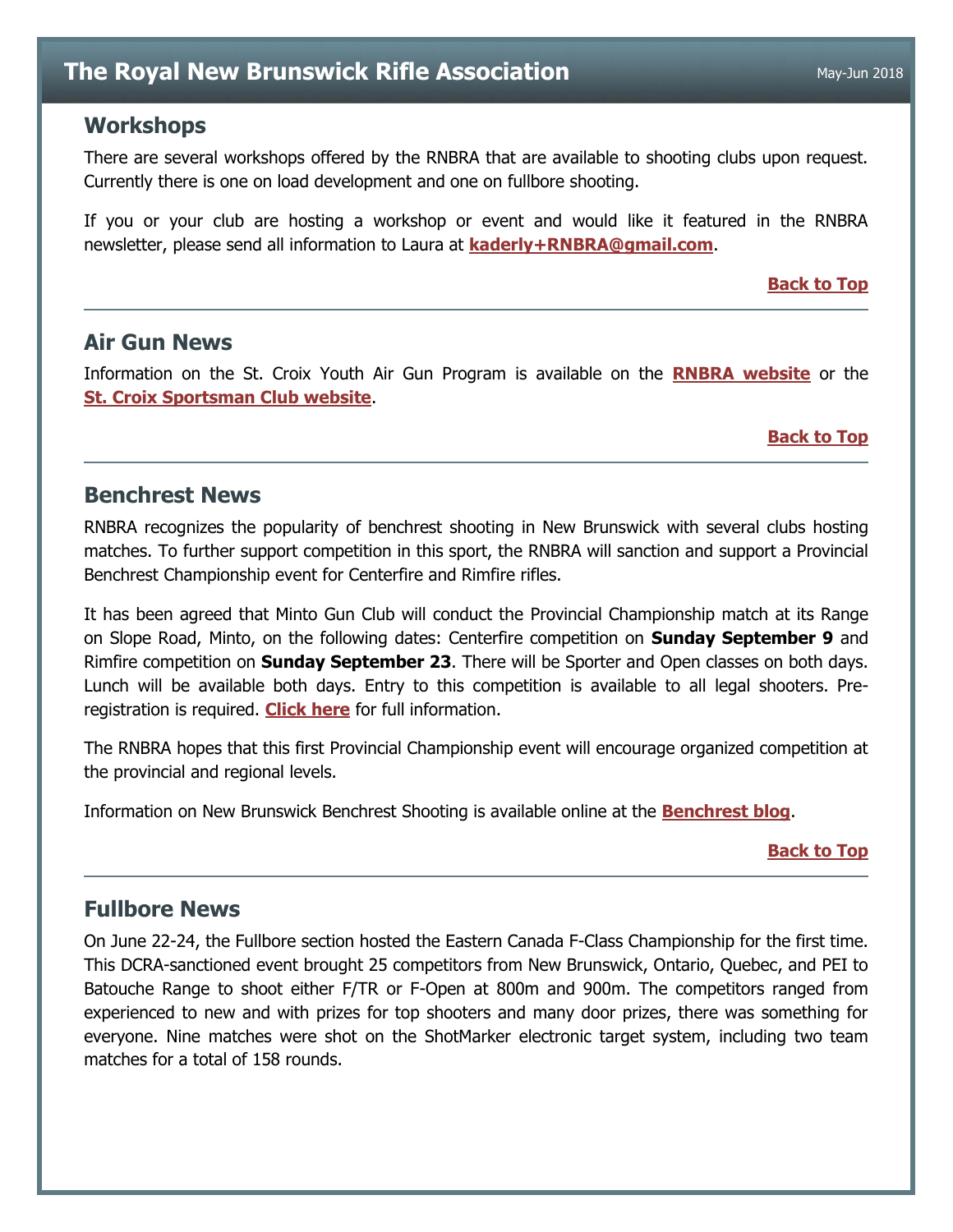## Workshops

There are several workshops offered by the RNBRA that are available to shooting clubs upon request. Currently there is one on load development and one on fullbore shooting.

If you or your club are hosting a workshop or event and would like it featured in the RNBRA newsletter, please send all information to Laura at **kaderly+RNBRA@gmail.com**.

**Back to Top**

---

## Air Gun News

Information on the St. Croix Youth Air Gun Program is available on the **RNBRA website** or the **St. Croix Sportsman Club website**.

**Back to Top**

---

## Benchrest News

RNBRA recognizes the popularity of benchrest shooting in New Brunswick with several clubs hosting matches. To further support competition in this sport, the RNBRA will sanction and support a Provincial Benchrest Championship event for Centerfire and Rimfire rifles.

It has been agreed that Minto Gun Club will conduct the Provincial Championship match at its Range on Slope Road, Minto, on the following dates: Centerfire competition on **Sunday September 9** and Rimfire competition on **Sunday September 23**. There will be Sporter and Open classes on both days. Lunch will be available both days. Entry to this competition is available to all legal shooters. Pre-registration is required. **Click here** for full information.

The RNBRA hopes that this first Provincial Championship event will encourage organized competition at the provincial and regional levels.

Information on New Brunswick Benchrest Shooting is available online at the **Benchrest blog**.

**Back to Top**

---

## Fullbore News

On June 22-24, the Fullbore section hosted the Eastern Canada F-Class Championship for the first time. This DCRA-sanctioned event brought 25 competitors from New Brunswick, Ontario, Quebec, and PEI to Batouche Range to shoot either F/TR or F-Open at 800m and 900m. The competitors ranged from experienced to new and with prizes for top shooters and many door prizes, there was something for everyone. Nine matches were shot on the ShotMarker electronic target system, including two team matches for a total of 158 rounds.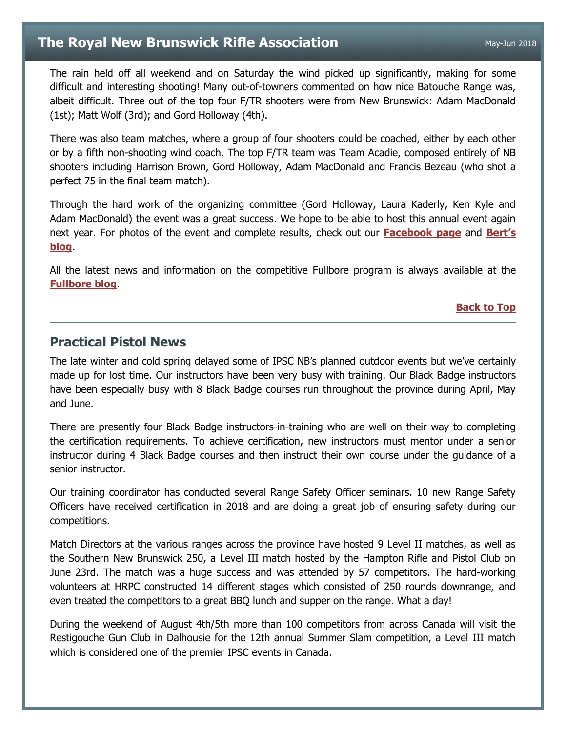The rain held off all weekend and on Saturday the wind picked up significantly, making for some difficult and interesting shooting! Many out-of-towners commented on how nice Batouche Range was, albeit difficult. Three out of the top four F/TR shooters were from New Brunswick: Adam MacDonald (1st); Matt Wolf (3rd); and Gord Holloway (4th).

There was also team matches, where a group of four shooters could be coached, either by each other or by a fifth non-shooting wind coach. The top F/TR team was Team Acadie, composed entirely of NB shooters including Harrison Brown, Gord Holloway, Adam MacDonald and Francis Bezeau (who shot a perfect 75 in the final team match).

Through the hard work of the organizing committee (Gord Holloway, Laura Kaderly, Ken Kyle and Adam MacDonald) the event was a great success. We hope to be able to host this annual event again next year. For photos of the event and complete results, check out our **Facebook page** and **Bert's blog**.

All the latest news and information on the competitive Fullbore program is always available at the **Fullbore blog**.

**Back to Top**

---

## Practical Pistol News

The late winter and cold spring delayed some of IPSC NB's planned outdoor events but we've certainly made up for lost time. Our instructors have been very busy with training. Our Black Badge instructors have been especially busy with 8 Black Badge courses run throughout the province during April, May and June.

There are presently four Black Badge instructors-in-training who are well on their way to completing the certification requirements. To achieve certification, new instructors must mentor under a senior instructor during 4 Black Badge courses and then instruct their own course under the guidance of a senior instructor.

Our training coordinator has conducted several Range Safety Officer seminars. 10 new Range Safety Officers have received certification in 2018 and are doing a great job of ensuring safety during our competitions.

Match Directors at the various ranges across the province have hosted 9 Level II matches, as well as the Southern New Brunswick 250, a Level III match hosted by the Hampton Rifle and Pistol Club on June 23rd. The match was a huge success and was attended by 57 competitors. The hard-working volunteers at HRPC constructed 14 different stages which consisted of 250 rounds downrange, and even treated the competitors to a great BBQ lunch and supper on the range. What a day!

During the weekend of August 4th/5th more than 100 competitors from across Canada will visit the Restigouche Gun Club in Dalhousie for the 12th annual Summer Slam competition, a Level III match which is considered one of the premier IPSC events in Canada.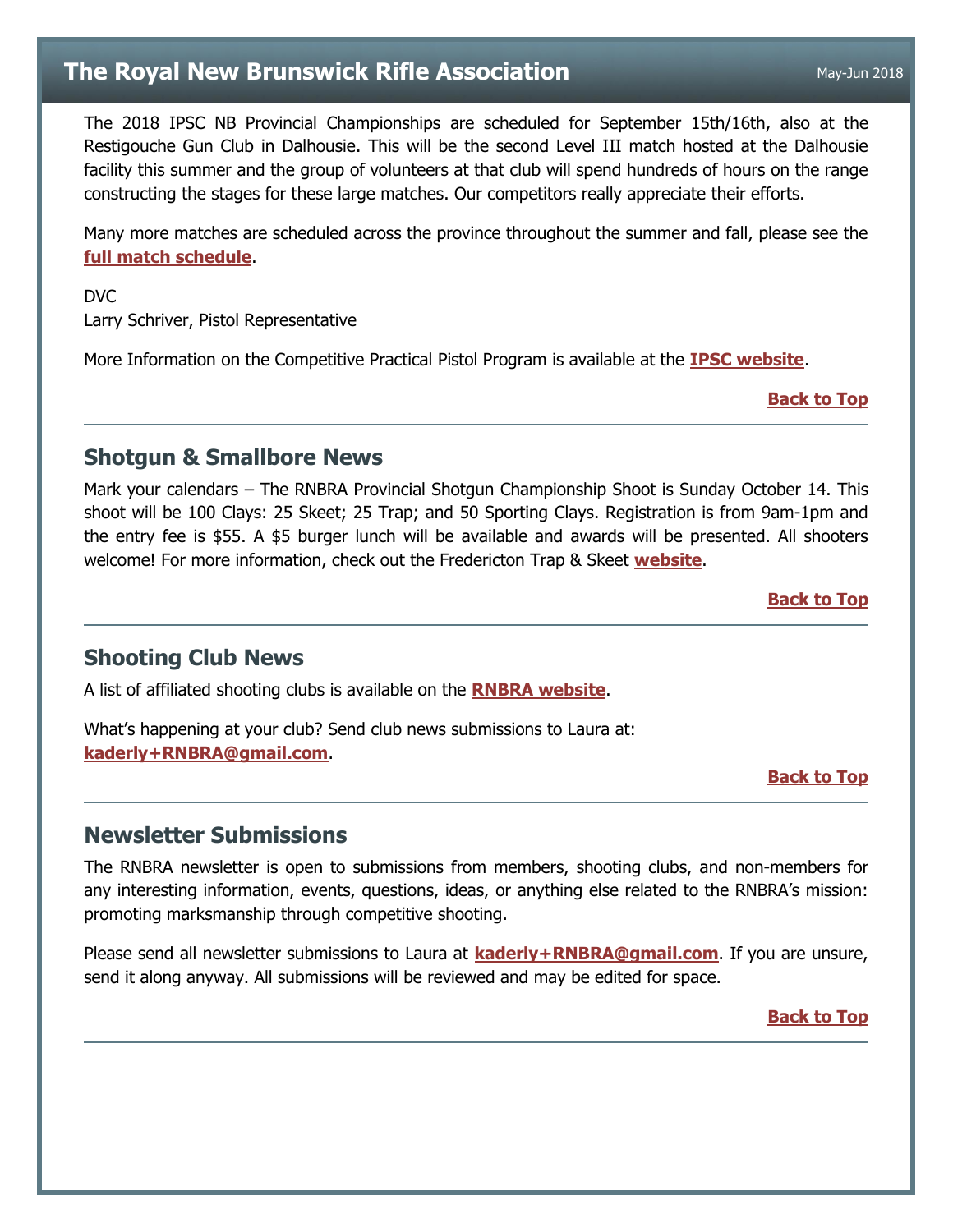The 2018 IPSC NB Provincial Championships are scheduled for September 15th/16th, also at the Restigouche Gun Club in Dalhousie. This will be the second Level III match hosted at the Dalhousie facility this summer and the group of volunteers at that club will spend hundreds of hours on the range constructing the stages for these large matches. Our competitors really appreciate their efforts.

Many more matches are scheduled across the province throughout the summer and fall, please see the **full match schedule**.

DVC
Larry Schriver, Pistol Representative

More Information on the Competitive Practical Pistol Program is available at the **IPSC website**.

**Back to Top**

---

## Shotgun & Smallbore News

Mark your calendars – The RNBRA Provincial Shotgun Championship Shoot is Sunday October 14. This shoot will be 100 Clays: 25 Skeet; 25 Trap; and 50 Sporting Clays. Registration is from 9am-1pm and the entry fee is $55. A $5 burger lunch will be available and awards will be presented. All shooters welcome! For more information, check out the Fredericton Trap & Skeet **website**.

**Back to Top**

---

## Shooting Club News

A list of affiliated shooting clubs is available on the **RNBRA website**.

What's happening at your club? Send club news submissions to Laura at: **kaderly+RNBRA@gmail.com**.

**Back to Top**

---

## Newsletter Submissions

The RNBRA newsletter is open to submissions from members, shooting clubs, and non-members for any interesting information, events, questions, ideas, or anything else related to the RNBRA's mission: promoting marksmanship through competitive shooting.

Please send all newsletter submissions to Laura at **kaderly+RNBRA@gmail.com**. If you are unsure, send it along anyway. All submissions will be reviewed and may be edited for space.

**Back to Top**